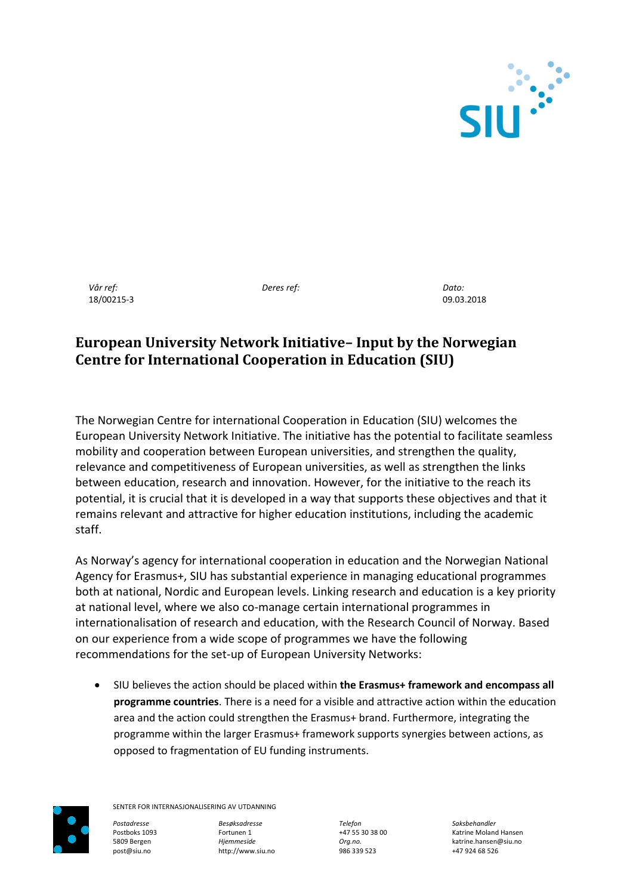| *Vår ref:* | *Deres ref:* | *Dato:* |
| --- | --- | --- |
| 18/00215-3 | | 09.03.2018 |

# European University Network Initiative– Input by the Norwegian Centre for International Cooperation in Education (SIU)

The Norwegian Centre for international Cooperation in Education (SIU) welcomes the European University Network Initiative. The initiative has the potential to facilitate seamless mobility and cooperation between European universities, and strengthen the quality, relevance and competitiveness of European universities, as well as strengthen the links between education, research and innovation. However, for the initiative to the reach its potential, it is crucial that it is developed in a way that supports these objectives and that it remains relevant and attractive for higher education institutions, including the academic staff.

As Norway's agency for international cooperation in education and the Norwegian National Agency for Erasmus+, SIU has substantial experience in managing educational programmes both at national, Nordic and European levels. Linking research and education is a key priority at national level, where we also co-manage certain international programmes in internationalisation of research and education, with the Research Council of Norway. Based on our experience from a wide scope of programmes we have the following recommendations for the set-up of European University Networks:

- SIU believes the action should be placed within **the Erasmus+ framework and encompass all programme countries**. There is a need for a visible and attractive action within the education area and the action could strengthen the Erasmus+ brand. Furthermore, integrating the programme within the larger Erasmus+ framework supports synergies between actions, as opposed to fragmentation of EU funding instruments.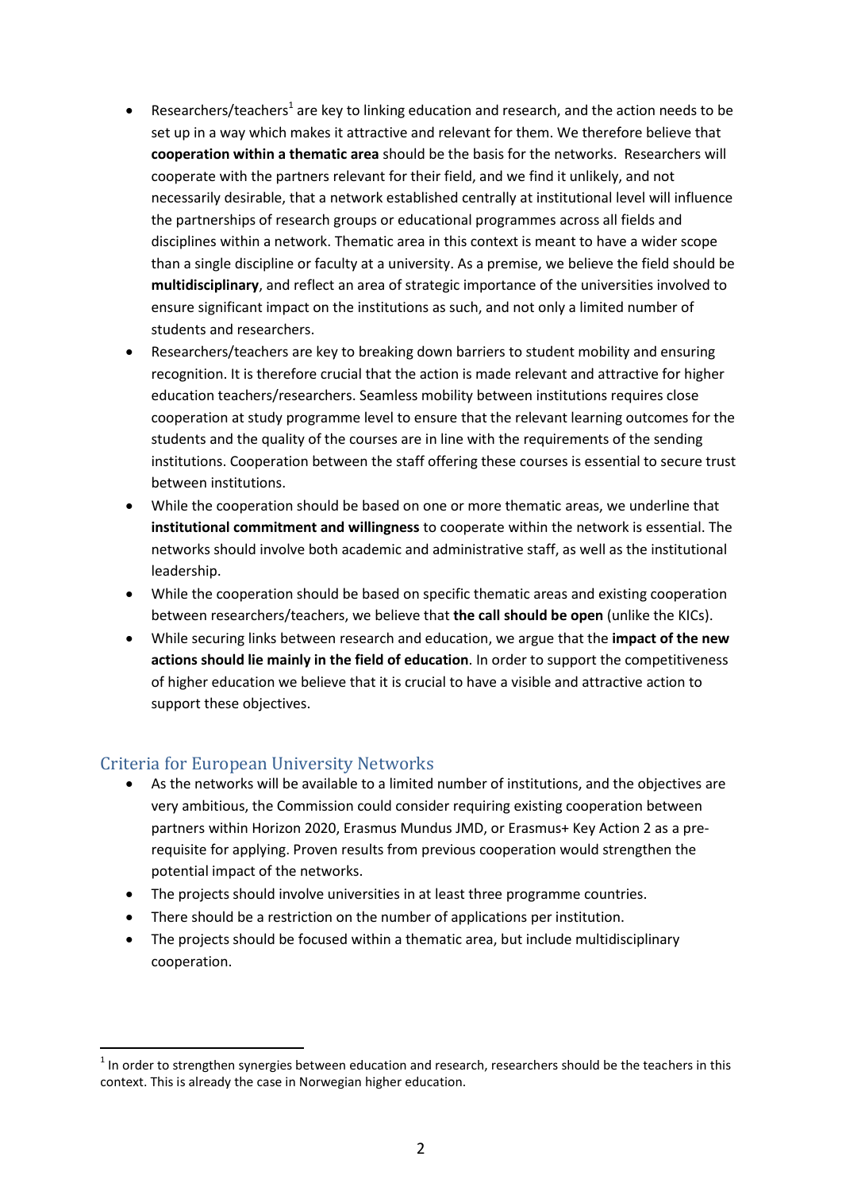- Researchers/teachers[1] are key to linking education and research, and the action needs to be set up in a way which makes it attractive and relevant for them. We therefore believe that **cooperation within a thematic area** should be the basis for the networks. Researchers will cooperate with the partners relevant for their field, and we find it unlikely, and not necessarily desirable, that a network established centrally at institutional level will influence the partnerships of research groups or educational programmes across all fields and disciplines within a network. Thematic area in this context is meant to have a wider scope than a single discipline or faculty at a university. As a premise, we believe the field should be **multidisciplinary**, and reflect an area of strategic importance of the universities involved to ensure significant impact on the institutions as such, and not only a limited number of students and researchers.
- Researchers/teachers are key to breaking down barriers to student mobility and ensuring recognition. It is therefore crucial that the action is made relevant and attractive for higher education teachers/researchers. Seamless mobility between institutions requires close cooperation at study programme level to ensure that the relevant learning outcomes for the students and the quality of the courses are in line with the requirements of the sending institutions. Cooperation between the staff offering these courses is essential to secure trust between institutions.
- While the cooperation should be based on one or more thematic areas, we underline that **institutional commitment and willingness** to cooperate within the network is essential. The networks should involve both academic and administrative staff, as well as the institutional leadership.
- While the cooperation should be based on specific thematic areas and existing cooperation between researchers/teachers, we believe that **the call should be open** (unlike the KICs).
- While securing links between research and education, we argue that the **impact of the new actions should lie mainly in the field of education**. In order to support the competitiveness of higher education we believe that it is crucial to have a visible and attractive action to support these objectives.

## Criteria for European University Networks

- As the networks will be available to a limited number of institutions, and the objectives are very ambitious, the Commission could consider requiring existing cooperation between partners within Horizon 2020, Erasmus Mundus JMD, or Erasmus+ Key Action 2 as a pre-requisite for applying. Proven results from previous cooperation would strengthen the potential impact of the networks.
- The projects should involve universities in at least three programme countries.
- There should be a restriction on the number of applications per institution.
- The projects should be focused within a thematic area, but include multidisciplinary cooperation.

[1] In order to strengthen synergies between education and research, researchers should be the teachers in this context. This is already the case in Norwegian higher education.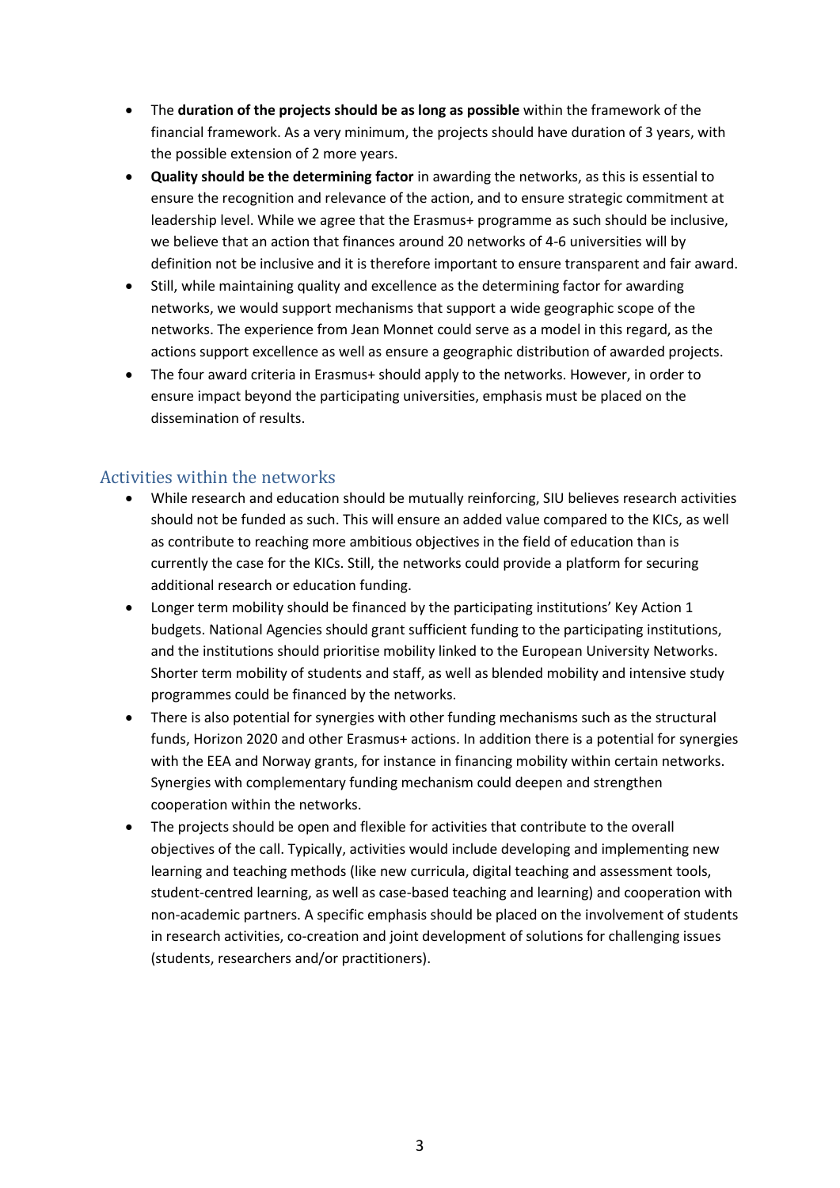- The **duration of the projects should be as long as possible** within the framework of the financial framework. As a very minimum, the projects should have duration of 3 years, with the possible extension of 2 more years.
- **Quality should be the determining factor** in awarding the networks, as this is essential to ensure the recognition and relevance of the action, and to ensure strategic commitment at leadership level. While we agree that the Erasmus+ programme as such should be inclusive, we believe that an action that finances around 20 networks of 4-6 universities will by definition not be inclusive and it is therefore important to ensure transparent and fair award.
- Still, while maintaining quality and excellence as the determining factor for awarding networks, we would support mechanisms that support a wide geographic scope of the networks. The experience from Jean Monnet could serve as a model in this regard, as the actions support excellence as well as ensure a geographic distribution of awarded projects.
- The four award criteria in Erasmus+ should apply to the networks. However, in order to ensure impact beyond the participating universities, emphasis must be placed on the dissemination of results.

## Activities within the networks

- While research and education should be mutually reinforcing, SIU believes research activities should not be funded as such. This will ensure an added value compared to the KICs, as well as contribute to reaching more ambitious objectives in the field of education than is currently the case for the KICs. Still, the networks could provide a platform for securing additional research or education funding.
- Longer term mobility should be financed by the participating institutions' Key Action 1 budgets. National Agencies should grant sufficient funding to the participating institutions, and the institutions should prioritise mobility linked to the European University Networks. Shorter term mobility of students and staff, as well as blended mobility and intensive study programmes could be financed by the networks.
- There is also potential for synergies with other funding mechanisms such as the structural funds, Horizon 2020 and other Erasmus+ actions. In addition there is a potential for synergies with the EEA and Norway grants, for instance in financing mobility within certain networks. Synergies with complementary funding mechanism could deepen and strengthen cooperation within the networks.
- The projects should be open and flexible for activities that contribute to the overall objectives of the call. Typically, activities would include developing and implementing new learning and teaching methods (like new curricula, digital teaching and assessment tools, student-centred learning, as well as case-based teaching and learning) and cooperation with non-academic partners. A specific emphasis should be placed on the involvement of students in research activities, co-creation and joint development of solutions for challenging issues (students, researchers and/or practitioners).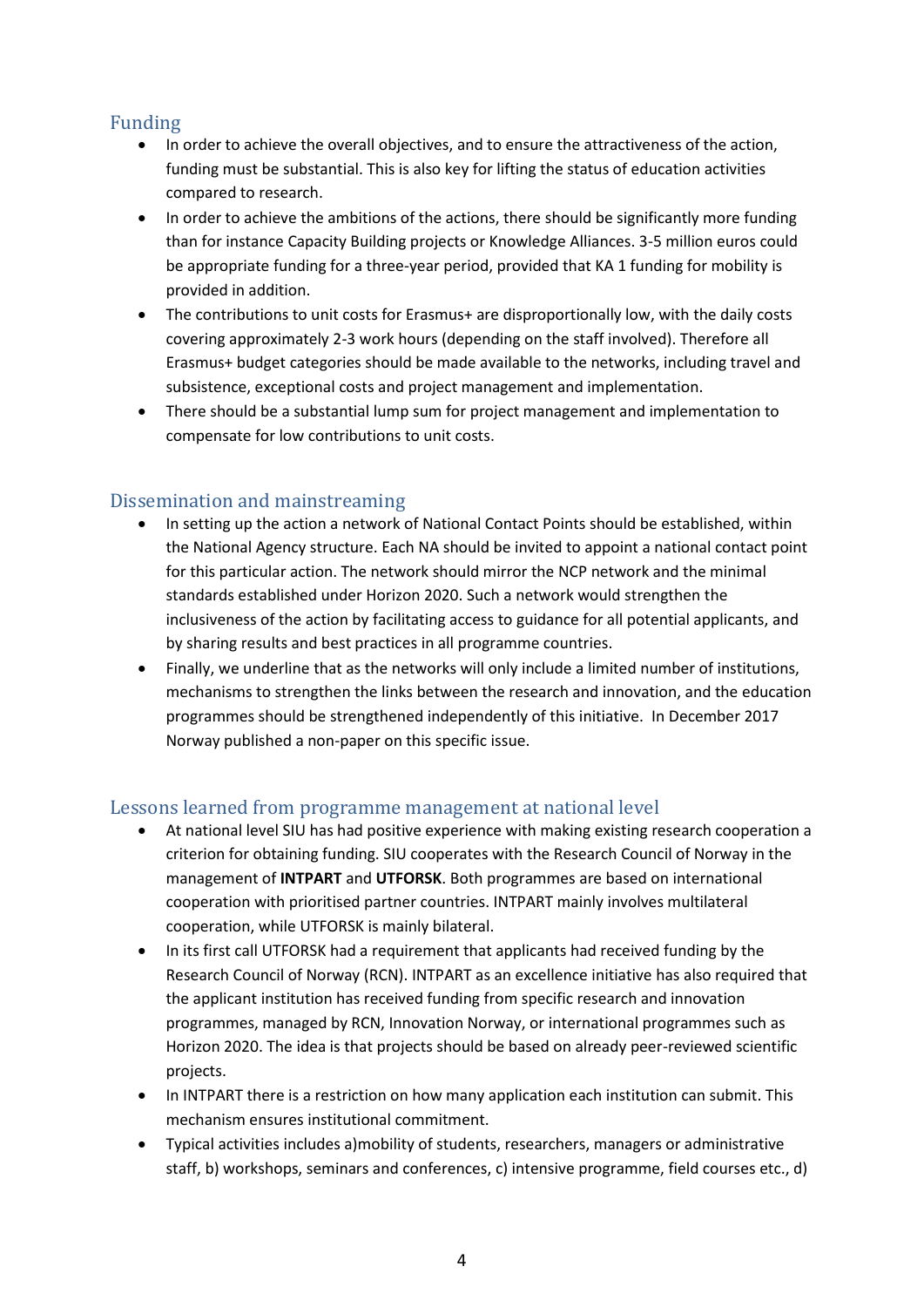## Funding

- In order to achieve the overall objectives, and to ensure the attractiveness of the action, funding must be substantial. This is also key for lifting the status of education activities compared to research.
- In order to achieve the ambitions of the actions, there should be significantly more funding than for instance Capacity Building projects or Knowledge Alliances. 3-5 million euros could be appropriate funding for a three-year period, provided that KA 1 funding for mobility is provided in addition.
- The contributions to unit costs for Erasmus+ are disproportionally low, with the daily costs covering approximately 2-3 work hours (depending on the staff involved). Therefore all Erasmus+ budget categories should be made available to the networks, including travel and subsistence, exceptional costs and project management and implementation.
- There should be a substantial lump sum for project management and implementation to compensate for low contributions to unit costs.

## Dissemination and mainstreaming

- In setting up the action a network of National Contact Points should be established, within the National Agency structure. Each NA should be invited to appoint a national contact point for this particular action. The network should mirror the NCP network and the minimal standards established under Horizon 2020. Such a network would strengthen the inclusiveness of the action by facilitating access to guidance for all potential applicants, and by sharing results and best practices in all programme countries.
- Finally, we underline that as the networks will only include a limited number of institutions, mechanisms to strengthen the links between the research and innovation, and the education programmes should be strengthened independently of this initiative. In December 2017 Norway published a non-paper on this specific issue.

## Lessons learned from programme management at national level

- At national level SIU has had positive experience with making existing research cooperation a criterion for obtaining funding. SIU cooperates with the Research Council of Norway in the management of **INTPART** and **UTFORSK**. Both programmes are based on international cooperation with prioritised partner countries. INTPART mainly involves multilateral cooperation, while UTFORSK is mainly bilateral.
- In its first call UTFORSK had a requirement that applicants had received funding by the Research Council of Norway (RCN). INTPART as an excellence initiative has also required that the applicant institution has received funding from specific research and innovation programmes, managed by RCN, Innovation Norway, or international programmes such as Horizon 2020. The idea is that projects should be based on already peer-reviewed scientific projects.
- In INTPART there is a restriction on how many application each institution can submit. This mechanism ensures institutional commitment.
- Typical activities includes a)mobility of students, researchers, managers or administrative staff, b) workshops, seminars and conferences, c) intensive programme, field courses etc., d)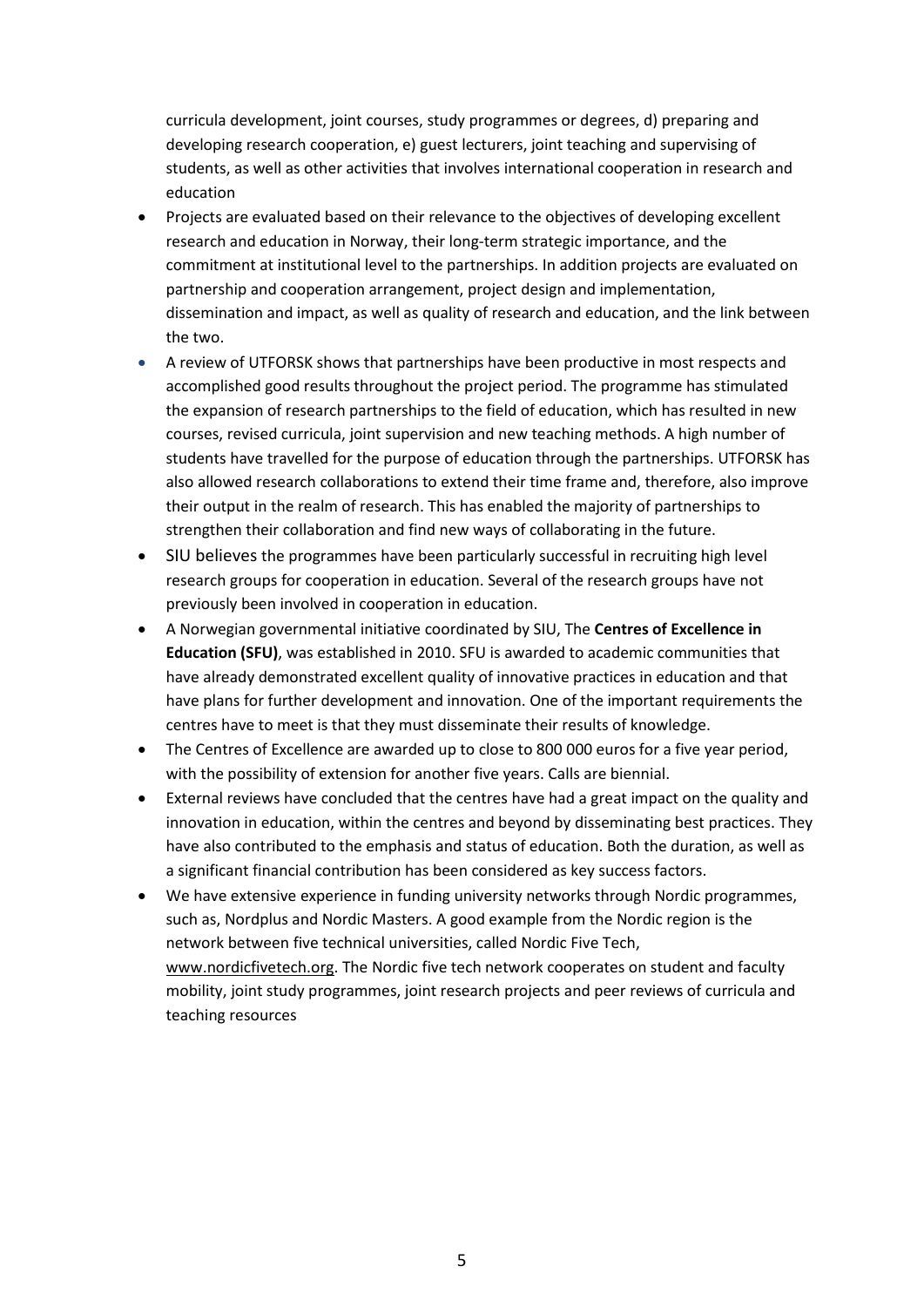curricula development, joint courses, study programmes or degrees, d) preparing and developing research cooperation, e) guest lecturers, joint teaching and supervising of students, as well as other activities that involves international cooperation in research and education

- Projects are evaluated based on their relevance to the objectives of developing excellent research and education in Norway, their long-term strategic importance, and the commitment at institutional level to the partnerships. In addition projects are evaluated on partnership and cooperation arrangement, project design and implementation, dissemination and impact, as well as quality of research and education, and the link between the two.
- A review of UTFORSK shows that partnerships have been productive in most respects and accomplished good results throughout the project period. The programme has stimulated the expansion of research partnerships to the field of education, which has resulted in new courses, revised curricula, joint supervision and new teaching methods. A high number of students have travelled for the purpose of education through the partnerships. UTFORSK has also allowed research collaborations to extend their time frame and, therefore, also improve their output in the realm of research. This has enabled the majority of partnerships to strengthen their collaboration and find new ways of collaborating in the future.
- SIU believes the programmes have been particularly successful in recruiting high level research groups for cooperation in education. Several of the research groups have not previously been involved in cooperation in education.
- A Norwegian governmental initiative coordinated by SIU, The **Centres of Excellence in Education (SFU)**, was established in 2010. SFU is awarded to academic communities that have already demonstrated excellent quality of innovative practices in education and that have plans for further development and innovation. One of the important requirements the centres have to meet is that they must disseminate their results of knowledge.
- The Centres of Excellence are awarded up to close to 800 000 euros for a five year period, with the possibility of extension for another five years. Calls are biennial.
- External reviews have concluded that the centres have had a great impact on the quality and innovation in education, within the centres and beyond by disseminating best practices. They have also contributed to the emphasis and status of education. Both the duration, as well as a significant financial contribution has been considered as key success factors.
- We have extensive experience in funding university networks through Nordic programmes, such as, Nordplus and Nordic Masters. A good example from the Nordic region is the network between five technical universities, called Nordic Five Tech, www.nordicfivetech.org. The Nordic five tech network cooperates on student and faculty mobility, joint study programmes, joint research projects and peer reviews of curricula and teaching resources